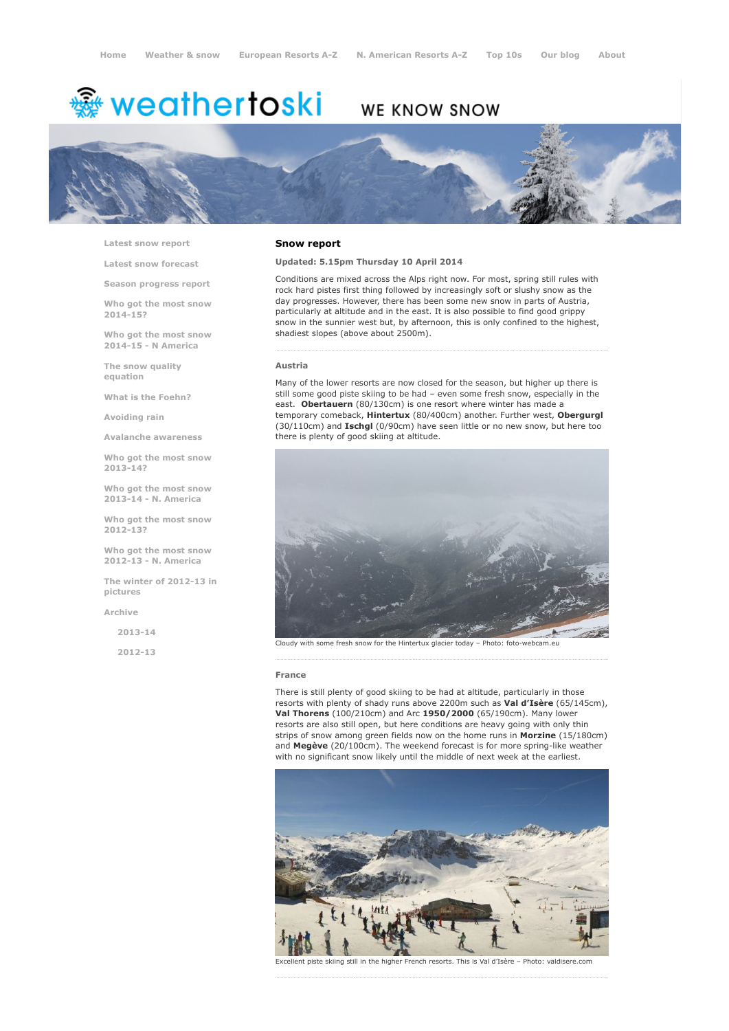Home Weather & snow European Resorts A-Z N. American Resorts A-Z Top 10s Our blog About

weathertoski WE KNOW SNOW

- Latest snow report
- Latest snow forecast
- Season progress report
- Who got the most snow 2014-15?
- Who got the most snow 2014-15 - N America
- The snow quality equation
- What is the Foehn?
- Avoiding rain
- Avalanche awareness
- Who got the most snow 2013-14?
- Who got the most snow 2013-14 - N. America
- Who got the most snow 2012-13?
- Who got the most snow 2012-13 - N. America
- The winter of 2012-13 in pictures
- Archive
  - 2013-14
  - 2012-13

## Snow report

**Updated: 5.15pm Thursday 10 April 2014**

Conditions are mixed across the Alps right now. For most, spring still rules with rock hard pistes first thing followed by increasingly soft or slushy snow as the day progresses. However, there has been some new snow in parts of Austria, particularly at altitude and in the east. It is also possible to find good grippy snow in the sunnier west but, by afternoon, this is only confined to the highest, shadiest slopes (above about 2500m).

### Austria

Many of the lower resorts are now closed for the season, but higher up there is still some good piste skiing to be had – even some fresh snow, especially in the east. **Obertauern** (80/130cm) is one resort where winter has made a temporary comeback, **Hintertux** (80/400cm) another. Further west, **Obergurgl** (30/110cm) and **Ischgl** (0/90cm) have seen little or no new snow, but here too there is plenty of good skiing at altitude.

Cloudy with some fresh snow for the Hintertux glacier today – Photo: foto-webcam.eu

### France

There is still plenty of good skiing to be had at altitude, particularly in those resorts with plenty of shady runs above 2200m such as **Val d'Isère** (65/145cm), **Val Thorens** (100/210cm) and Arc **1950/2000** (65/190cm). Many lower resorts are also still open, but here conditions are heavy going with only thin strips of snow among green fields now on the home runs in **Morzine** (15/180cm) and **Megève** (20/100cm). The weekend forecast is for more spring-like weather with no significant snow likely until the middle of next week at the earliest.

Excellent piste skiing still in the higher French resorts. This is Val d'Isère – Photo: valdisere.com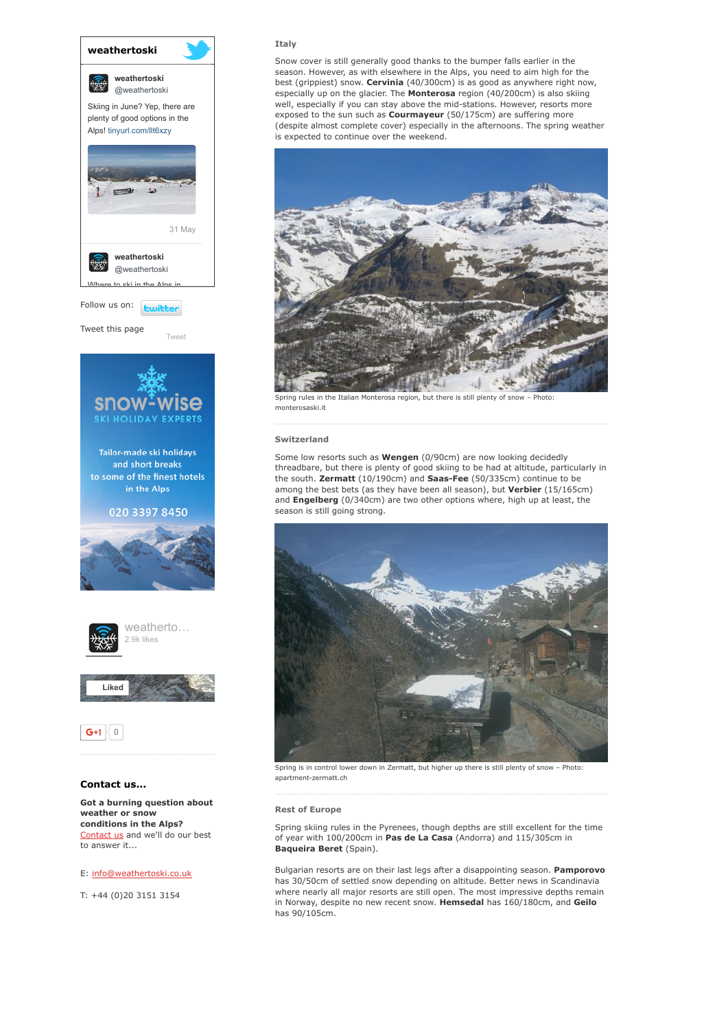weathertoski

weathertoski @weathertoski

Skiing in June? Yep, there are plenty of good options in the Alps! tinyurl.com/llt6xzy

31 May

weathertoski @weathertoski

Where to ski in the Alps in

Follow us on:

Tweet this page

Tweet

snow-wise SKI HOLIDAY EXPERTS

Tailor-made ski holidays and short breaks to some of the finest hotels in the Alps

020 3397 8450

weatherto... 2.9k likes

Liked

G+1 0

### Contact us...

**Got a burning question about weather or snow conditions in the Alps?** Contact us and we'll do our best to answer it...

E: info@weathertoski.co.uk

T: +44 (0)20 3151 3154

### Italy

Snow cover is still generally good thanks to the bumper falls earlier in the season. However, as with elsewhere in the Alps, you need to aim high for the best (grippiest) snow. **Cervinia** (40/300cm) is as good as anywhere right now, especially up on the glacier. The **Monterosa** region (40/200cm) is also skiing well, especially if you can stay above the mid-stations. However, resorts more exposed to the sun such as **Courmayeur** (50/175cm) are suffering more (despite almost complete cover) especially in the afternoons. The spring weather is expected to continue over the weekend.

Spring rules in the Italian Monterosa region, but there is still plenty of snow – Photo: monterosaski.it

### Switzerland

Some low resorts such as **Wengen** (0/90cm) are now looking decidedly threadbare, but there is plenty of good skiing to be had at altitude, particularly in the south. **Zermatt** (10/190cm) and **Saas-Fee** (50/335cm) continue to be among the best bets (as they have been all season), but **Verbier** (15/165cm) and **Engelberg** (0/340cm) are two other options where, high up at least, the season is still going strong.

Spring is in control lower down in Zermatt, but higher up there is still plenty of snow – Photo: apartment-zermatt.ch

### Rest of Europe

Spring skiing rules in the Pyrenees, though depths are still excellent for the time of year with 100/200cm in **Pas de La Casa** (Andorra) and 115/305cm in **Baqueira Beret** (Spain).

Bulgarian resorts are on their last legs after a disappointing season. **Pamporovo** has 30/50cm of settled snow depending on altitude. Better news in Scandinavia where nearly all major resorts are still open. The most impressive depths remain in Norway, despite no new recent snow. **Hemsedal** has 160/180cm, and **Geilo** has 90/105cm.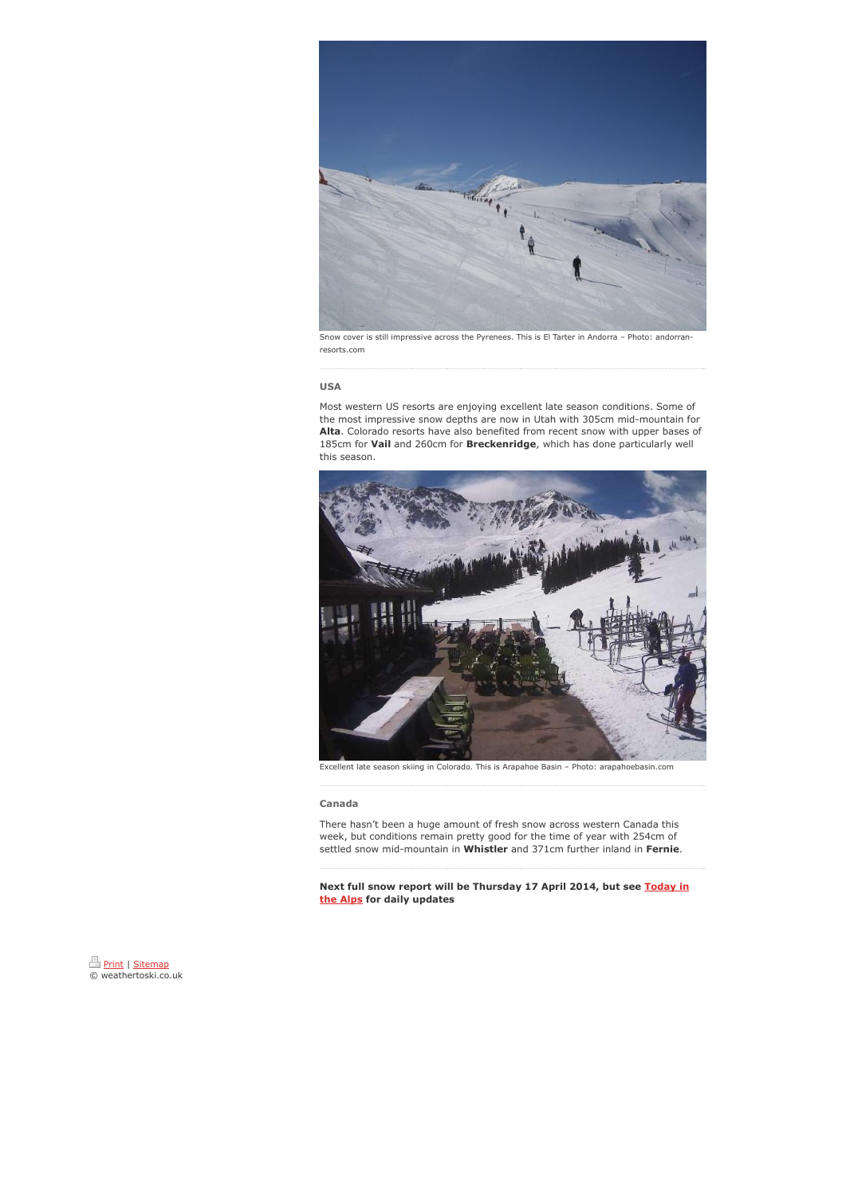Snow cover is still impressive across the Pyrenees. This is El Tarter in Andorra – Photo: andorran-resorts.com

### USA

Most western US resorts are enjoying excellent late season conditions. Some of the most impressive snow depths are now in Utah with 305cm mid-mountain for **Alta**. Colorado resorts have also benefited from recent snow with upper bases of 185cm for **Vail** and 260cm for **Breckenridge**, which has done particularly well this season.

Excellent late season skiing in Colorado. This is Arapahoe Basin – Photo: arapahoebasin.com

### Canada

There hasn't been a huge amount of fresh snow across western Canada this week, but conditions remain pretty good for the time of year with 254cm of settled snow mid-mountain in **Whistler** and 371cm further inland in **Fernie**.

**Next full snow report will be Thursday 17 April 2014, but see Today in the Alps for daily updates**

Print | Sitemap
© weathertoski.co.uk